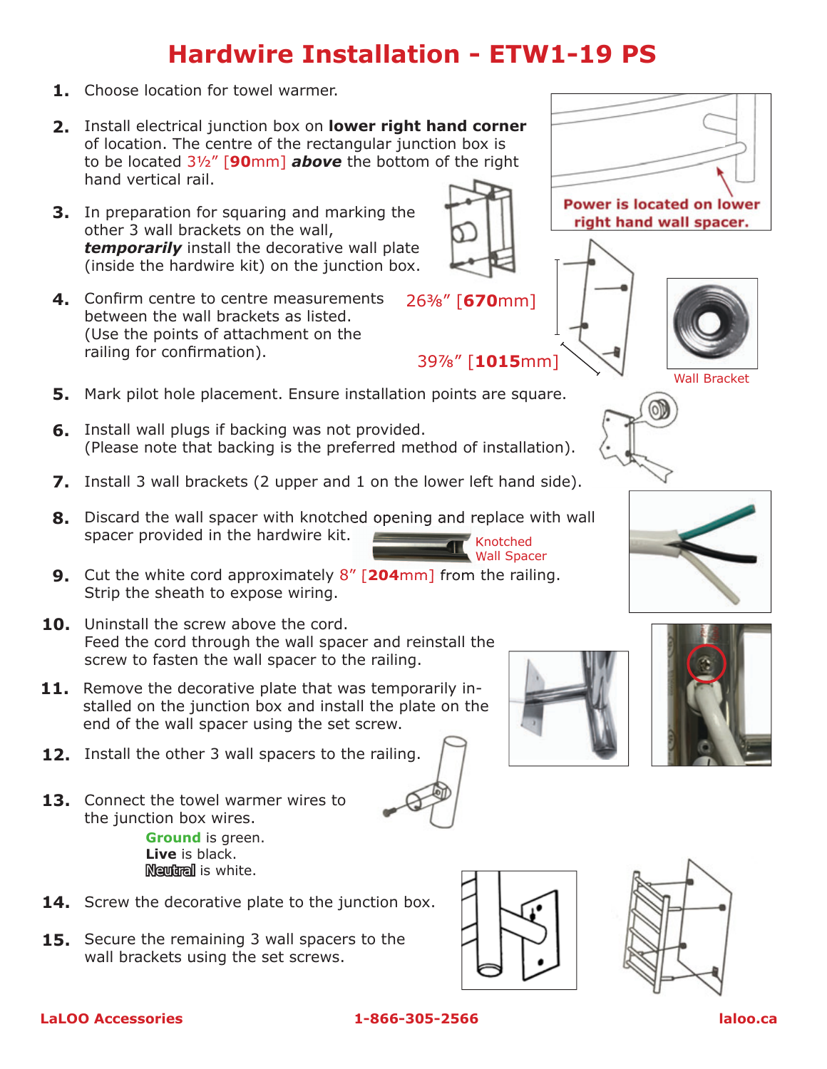# Hardwire Installation - ETW1-19 PS

1. Choose location for towel warmer.
2. Install electrical junction box on **lower right hand corner** of location. The centre of the rectangular junction box is to be located 3½" [**90**mm] ***above*** the bottom of the right hand vertical rail.
3. In preparation for squaring and marking the other 3 wall brackets on the wall, ***temporarily*** install the decorative wall plate (inside the hardwire kit) on the junction box.
4. Confirm centre to centre measurements between the wall brackets as listed. (Use the points of attachment on the railing for confirmation).
5. Mark pilot hole placement. Ensure installation points are square.
6. Install wall plugs if backing was not provided. (Please note that backing is the preferred method of installation).
7. Install 3 wall brackets (2 upper and 1 on the lower left hand side).
8. Discard the wall spacer with knotched opening and replace with wall spacer provided in the hardwire kit.
9. Cut the white cord approximately 8" [**204**mm] from the railing. Strip the sheath to expose wiring.
10. Uninstall the screw above the cord. Feed the cord through the wall spacer and reinstall the screw to fasten the wall spacer to the railing.
11. Remove the decorative plate that was temporarily installed on the junction box and install the plate on the end of the wall spacer using the set screw.
12. Install the other 3 wall spacers to the railing.
13. Connect the towel warmer wires to the junction box wires.
    - **Ground** is green.
    - **Live** is black.
    - **Neutral** is white.
14. Screw the decorative plate to the junction box.
15. Secure the remaining 3 wall spacers to the wall brackets using the set screws.

**Power is located on lower right hand wall spacer.**

26⅜" [**670**mm]

39⅞" [**1015**mm]

Wall Bracket

Knotched Wall Spacer

**LaLOO Accessories** **1-866-305-2566** **laloo.ca**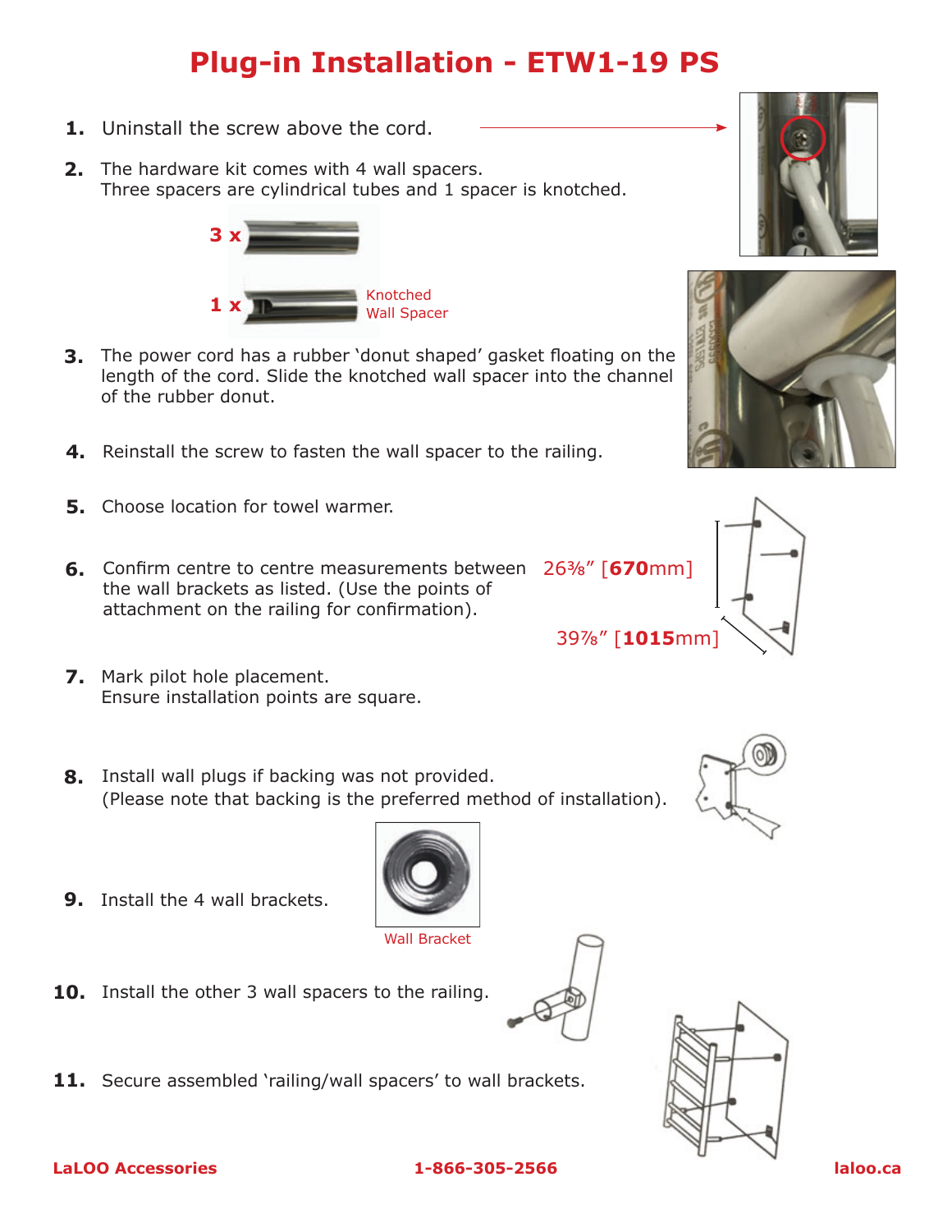# Plug-in Installation - ETW1-19 PS

1. Uninstall the screw above the cord.
2. The hardware kit comes with 4 wall spacers.
   Three spacers are cylindrical tubes and 1 spacer is knotched.

   3 x

   1 x

   Knotched Wall Spacer

3. The power cord has a rubber 'donut shaped' gasket floating on the length of the cord. Slide the knotched wall spacer into the channel of the rubber donut.
4. Reinstall the screw to fasten the wall spacer to the railing.
5. Choose location for towel warmer.
6. Confirm centre to centre measurements between the wall brackets as listed. (Use the points of attachment on the railing for confirmation).

   26⅜" [**670**mm]

   39⅞" [**1015**mm]

7. Mark pilot hole placement.
   Ensure installation points are square.
8. Install wall plugs if backing was not provided.
   (Please note that backing is the preferred method of installation).
9. Install the 4 wall brackets.

   Wall Bracket

10. Install the other 3 wall spacers to the railing.
11. Secure assembled 'railing/wall spacers' to wall brackets.

**LaLOO Accessories** **1-866-305-2566** **laloo.ca**